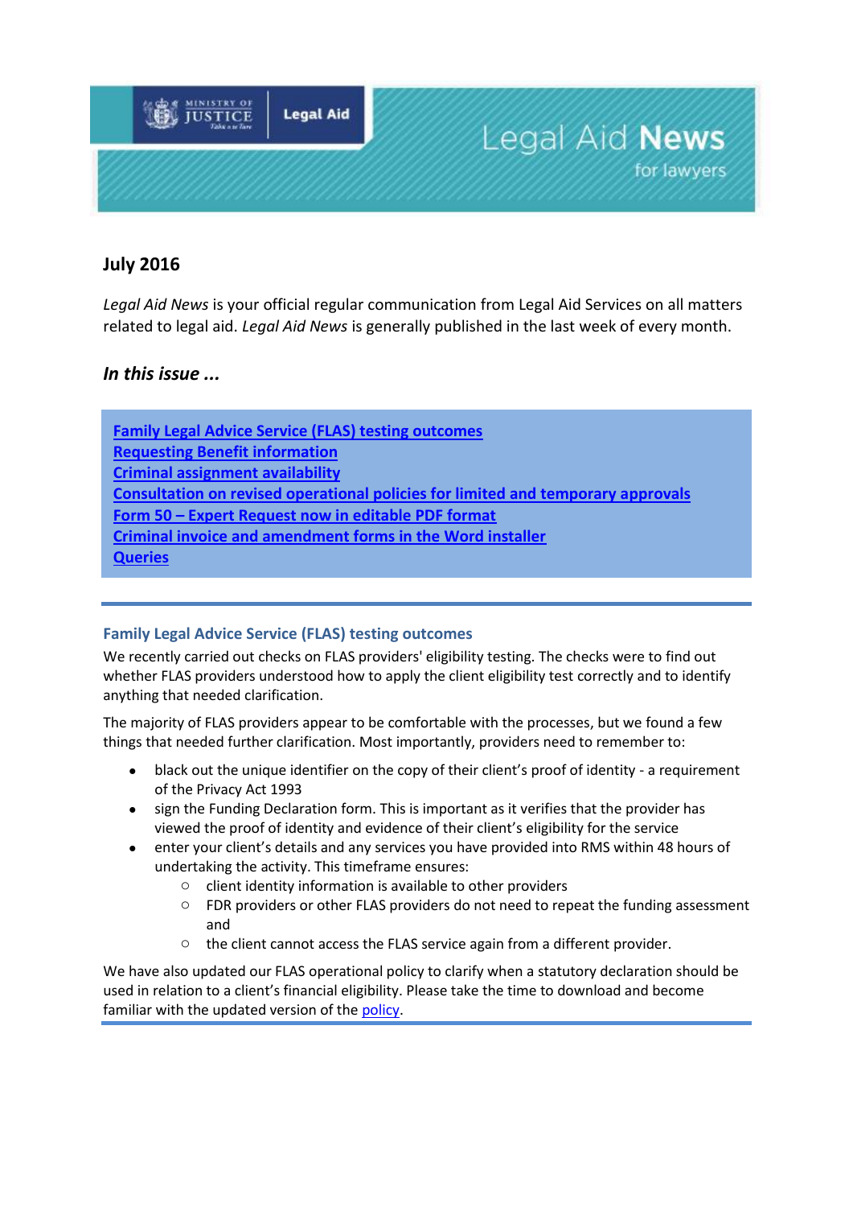# Legal Aid News for lawyers

## July 2016

*Legal Aid News* is your official regular communication from Legal Aid Services on all matters related to legal aid. *Legal Aid News* is generally published in the last week of every month.

### *In this issue ...*

- **Family Legal Advice Service (FLAS) testing outcomes**
- **Requesting Benefit information**
- **Criminal assignment availability**
- **Consultation on revised operational policies for limited and temporary approvals**
- **Form 50 – Expert Request now in editable PDF format**
- **Criminal invoice and amendment forms in the Word installer**
- **Queries**

---

### Family Legal Advice Service (FLAS) testing outcomes

We recently carried out checks on FLAS providers' eligibility testing. The checks were to find out whether FLAS providers understood how to apply the client eligibility test correctly and to identify anything that needed clarification.

The majority of FLAS providers appear to be comfortable with the processes, but we found a few things that needed further clarification. Most importantly, providers need to remember to:

- black out the unique identifier on the copy of their client's proof of identity - a requirement of the Privacy Act 1993
- sign the Funding Declaration form. This is important as it verifies that the provider has viewed the proof of identity and evidence of their client's eligibility for the service
- enter your client's details and any services you have provided into RMS within 48 hours of undertaking the activity. This timeframe ensures:
  - client identity information is available to other providers
  - FDR providers or other FLAS providers do not need to repeat the funding assessment and
  - the client cannot access the FLAS service again from a different provider.

We have also updated our FLAS operational policy to clarify when a statutory declaration should be used in relation to a client's financial eligibility. Please take the time to download and become familiar with the updated version of the policy.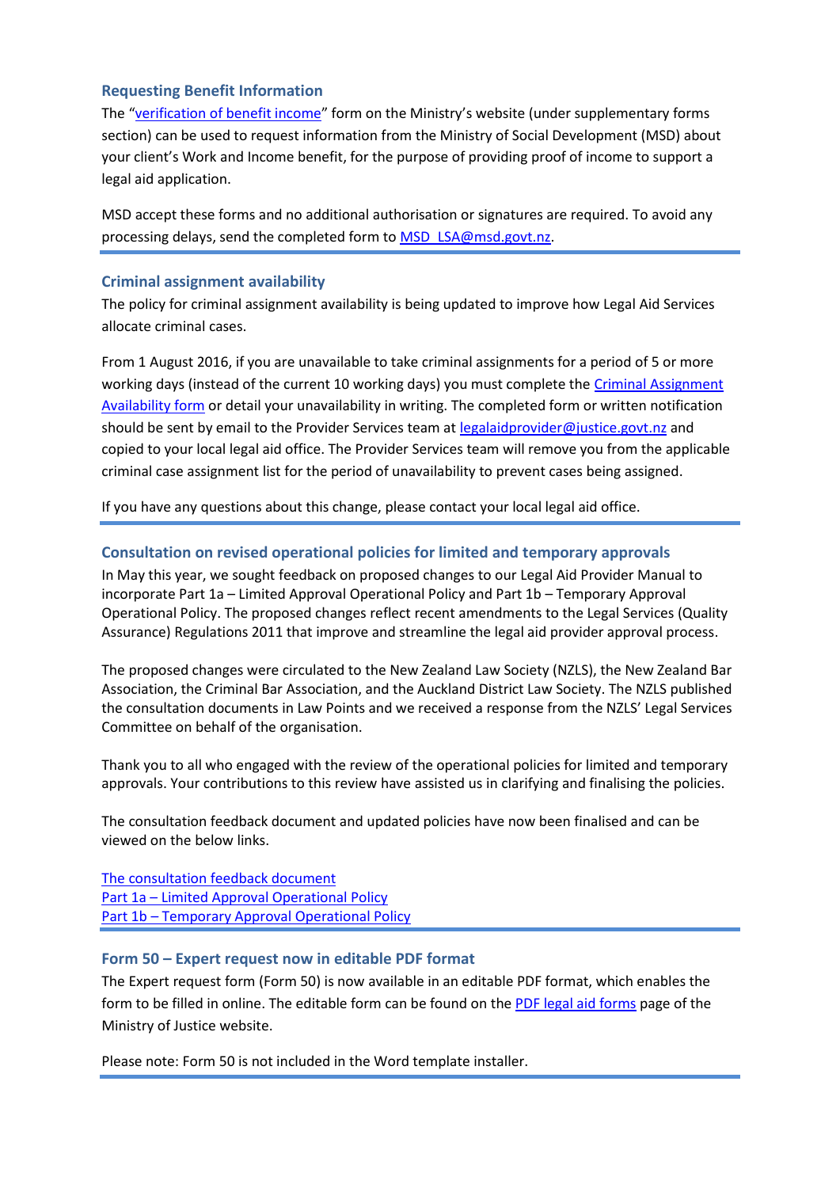### Requesting Benefit Information

The "verification of benefit income" form on the Ministry's website (under supplementary forms section) can be used to request information from the Ministry of Social Development (MSD) about your client's Work and Income benefit, for the purpose of providing proof of income to support a legal aid application.

MSD accept these forms and no additional authorisation or signatures are required. To avoid any processing delays, send the completed form to MSD_LSA@msd.govt.nz.

---

### Criminal assignment availability

The policy for criminal assignment availability is being updated to improve how Legal Aid Services allocate criminal cases.

From 1 August 2016, if you are unavailable to take criminal assignments for a period of 5 or more working days (instead of the current 10 working days) you must complete the Criminal Assignment Availability form or detail your unavailability in writing. The completed form or written notification should be sent by email to the Provider Services team at legalaidprovider@justice.govt.nz and copied to your local legal aid office. The Provider Services team will remove you from the applicable criminal case assignment list for the period of unavailability to prevent cases being assigned.

If you have any questions about this change, please contact your local legal aid office.

---

### Consultation on revised operational policies for limited and temporary approvals

In May this year, we sought feedback on proposed changes to our Legal Aid Provider Manual to incorporate Part 1a – Limited Approval Operational Policy and Part 1b – Temporary Approval Operational Policy. The proposed changes reflect recent amendments to the Legal Services (Quality Assurance) Regulations 2011 that improve and streamline the legal aid provider approval process.

The proposed changes were circulated to the New Zealand Law Society (NZLS), the New Zealand Bar Association, the Criminal Bar Association, and the Auckland District Law Society. The NZLS published the consultation documents in Law Points and we received a response from the NZLS' Legal Services Committee on behalf of the organisation.

Thank you to all who engaged with the review of the operational policies for limited and temporary approvals. Your contributions to this review have assisted us in clarifying and finalising the policies.

The consultation feedback document and updated policies have now been finalised and can be viewed on the below links.

The consultation feedback document
Part 1a – Limited Approval Operational Policy
Part 1b – Temporary Approval Operational Policy

---

### Form 50 – Expert request now in editable PDF format

The Expert request form (Form 50) is now available in an editable PDF format, which enables the form to be filled in online. The editable form can be found on the PDF legal aid forms page of the Ministry of Justice website.

Please note: Form 50 is not included in the Word template installer.

---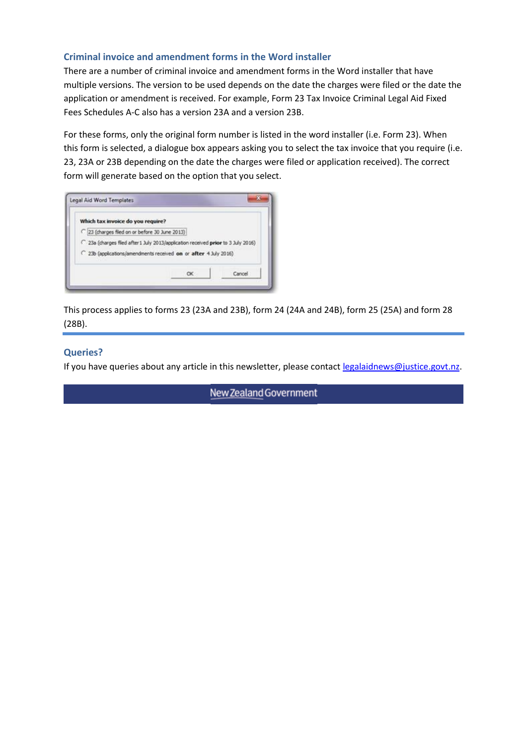## Criminal invoice and amendment forms in the Word installer

There are a number of criminal invoice and amendment forms in the Word installer that have multiple versions. The version to be used depends on the date the charges were filed or the date the application or amendment is received. For example, Form 23 Tax Invoice Criminal Legal Aid Fixed Fees Schedules A-C also has a version 23A and a version 23B.

For these forms, only the original form number is listed in the word installer (i.e. Form 23). When this form is selected, a dialogue box appears asking you to select the tax invoice that you require (i.e. 23, 23A or 23B depending on the date the charges were filed or application received). The correct form will generate based on the option that you select.

Legal Aid Word Templates

**Which tax invoice do you require?**

- 23 (charges filed on or before 30 June 2013)
- 23a (charges filed after 1 July 2013/application received **prior** to 3 July 2016)
- 23b (applications/amendments received **on** or **after** 4 July 2016)

OK | Cancel

This process applies to forms 23 (23A and 23B), form 24 (24A and 24B), form 25 (25A) and form 28 (28B).

---

## Queries?

If you have queries about any article in this newsletter, please contact [legalaidnews@justice.govt.nz](mailto:legalaidnews@justice.govt.nz).

New Zealand Government